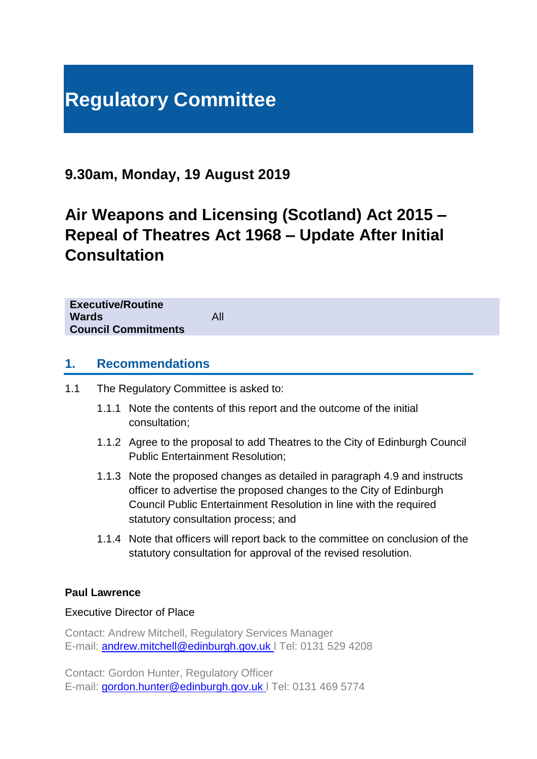# Regulatory Committee

## 9.30am, Monday, 19 August 2019

# Air Weapons and Licensing (Scotland) Act 2015 – Repeal of Theatres Act 1968 – Update After Initial Consultation

| | |
|---|---|
| **Executive/Routine** | |
| **Wards** | All |
| **Council Commitments** | |

## 1. Recommendations

1.1 The Regulatory Committee is asked to:

1.1.1 Note the contents of this report and the outcome of the initial consultation;

1.1.2 Agree to the proposal to add Theatres to the City of Edinburgh Council Public Entertainment Resolution;

1.1.3 Note the proposed changes as detailed in paragraph 4.9 and instructs officer to advertise the proposed changes to the City of Edinburgh Council Public Entertainment Resolution in line with the required statutory consultation process; and

1.1.4 Note that officers will report back to the committee on conclusion of the statutory consultation for approval of the revised resolution.

**Paul Lawrence**

Executive Director of Place

Contact: Andrew Mitchell, Regulatory Services Manager
E-mail: andrew.mitchell@edinburgh.gov.uk | Tel: 0131 529 4208

Contact: Gordon Hunter, Regulatory Officer
E-mail: gordon.hunter@edinburgh.gov.uk | Tel: 0131 469 5774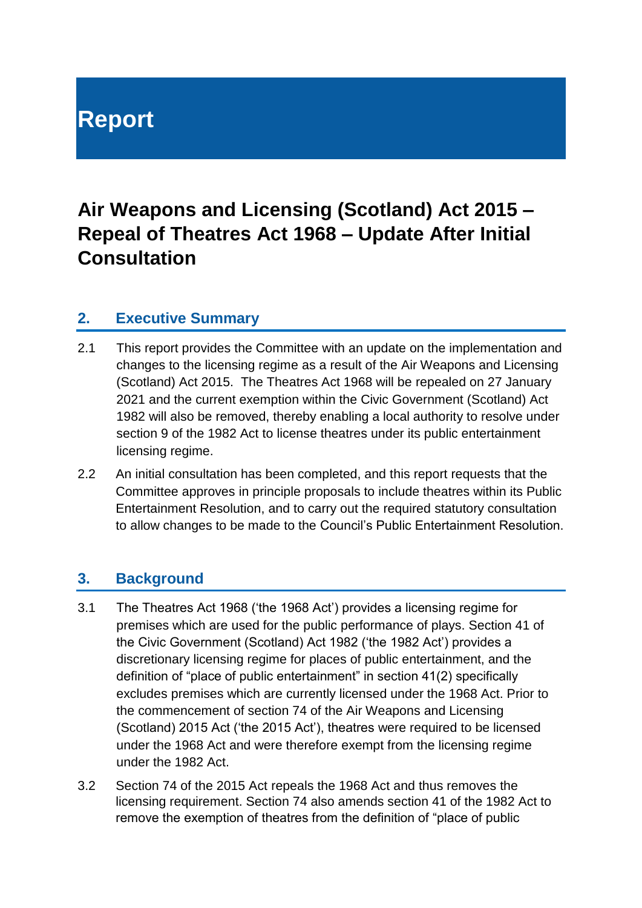# Report

## Air Weapons and Licensing (Scotland) Act 2015 – Repeal of Theatres Act 1968 – Update After Initial Consultation

### 2. Executive Summary

2.1 This report provides the Committee with an update on the implementation and changes to the licensing regime as a result of the Air Weapons and Licensing (Scotland) Act 2015. The Theatres Act 1968 will be repealed on 27 January 2021 and the current exemption within the Civic Government (Scotland) Act 1982 will also be removed, thereby enabling a local authority to resolve under section 9 of the 1982 Act to license theatres under its public entertainment licensing regime.

2.2 An initial consultation has been completed, and this report requests that the Committee approves in principle proposals to include theatres within its Public Entertainment Resolution, and to carry out the required statutory consultation to allow changes to be made to the Council's Public Entertainment Resolution.

### 3. Background

3.1 The Theatres Act 1968 ('the 1968 Act') provides a licensing regime for premises which are used for the public performance of plays. Section 41 of the Civic Government (Scotland) Act 1982 ('the 1982 Act') provides a discretionary licensing regime for places of public entertainment, and the definition of "place of public entertainment" in section 41(2) specifically excludes premises which are currently licensed under the 1968 Act. Prior to the commencement of section 74 of the Air Weapons and Licensing (Scotland) 2015 Act ('the 2015 Act'), theatres were required to be licensed under the 1968 Act and were therefore exempt from the licensing regime under the 1982 Act.

3.2 Section 74 of the 2015 Act repeals the 1968 Act and thus removes the licensing requirement. Section 74 also amends section 41 of the 1982 Act to remove the exemption of theatres from the definition of "place of public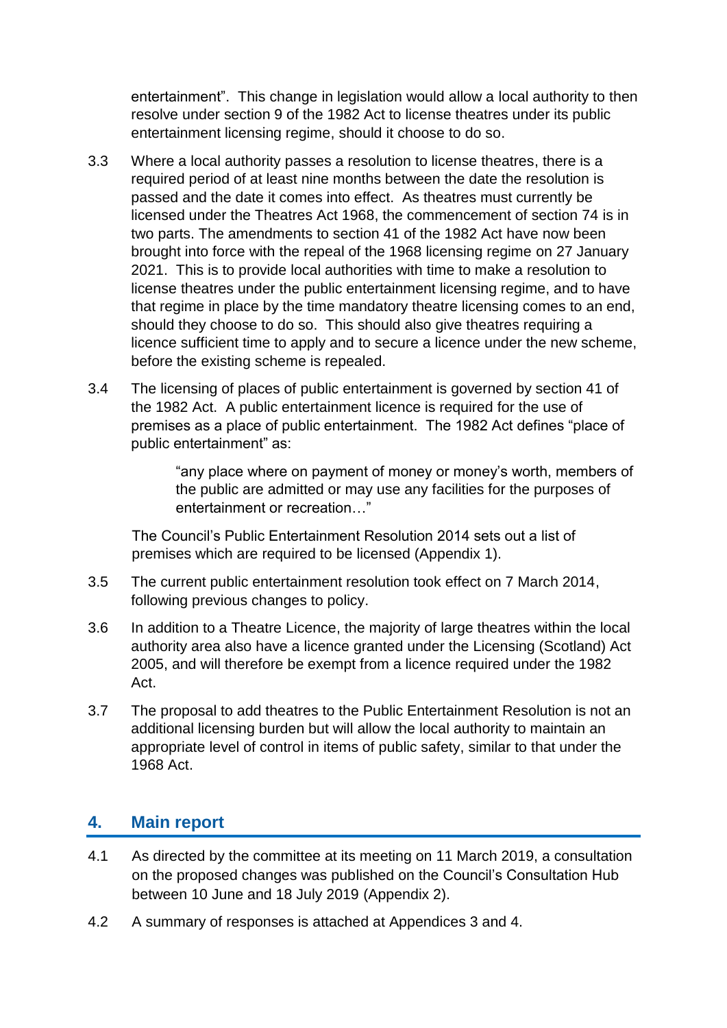entertainment". This change in legislation would allow a local authority to then resolve under section 9 of the 1982 Act to license theatres under its public entertainment licensing regime, should it choose to do so.

3.3 Where a local authority passes a resolution to license theatres, there is a required period of at least nine months between the date the resolution is passed and the date it comes into effect. As theatres must currently be licensed under the Theatres Act 1968, the commencement of section 74 is in two parts. The amendments to section 41 of the 1982 Act have now been brought into force with the repeal of the 1968 licensing regime on 27 January 2021. This is to provide local authorities with time to make a resolution to license theatres under the public entertainment licensing regime, and to have that regime in place by the time mandatory theatre licensing comes to an end, should they choose to do so. This should also give theatres requiring a licence sufficient time to apply and to secure a licence under the new scheme, before the existing scheme is repealed.

3.4 The licensing of places of public entertainment is governed by section 41 of the 1982 Act. A public entertainment licence is required for the use of premises as a place of public entertainment. The 1982 Act defines "place of public entertainment" as:

> "any place where on payment of money or money's worth, members of the public are admitted or may use any facilities for the purposes of entertainment or recreation…"

The Council's Public Entertainment Resolution 2014 sets out a list of premises which are required to be licensed (Appendix 1).

3.5 The current public entertainment resolution took effect on 7 March 2014, following previous changes to policy.

3.6 In addition to a Theatre Licence, the majority of large theatres within the local authority area also have a licence granted under the Licensing (Scotland) Act 2005, and will therefore be exempt from a licence required under the 1982 Act.

3.7 The proposal to add theatres to the Public Entertainment Resolution is not an additional licensing burden but will allow the local authority to maintain an appropriate level of control in items of public safety, similar to that under the 1968 Act.

## 4. Main report

4.1 As directed by the committee at its meeting on 11 March 2019, a consultation on the proposed changes was published on the Council's Consultation Hub between 10 June and 18 July 2019 (Appendix 2).

4.2 A summary of responses is attached at Appendices 3 and 4.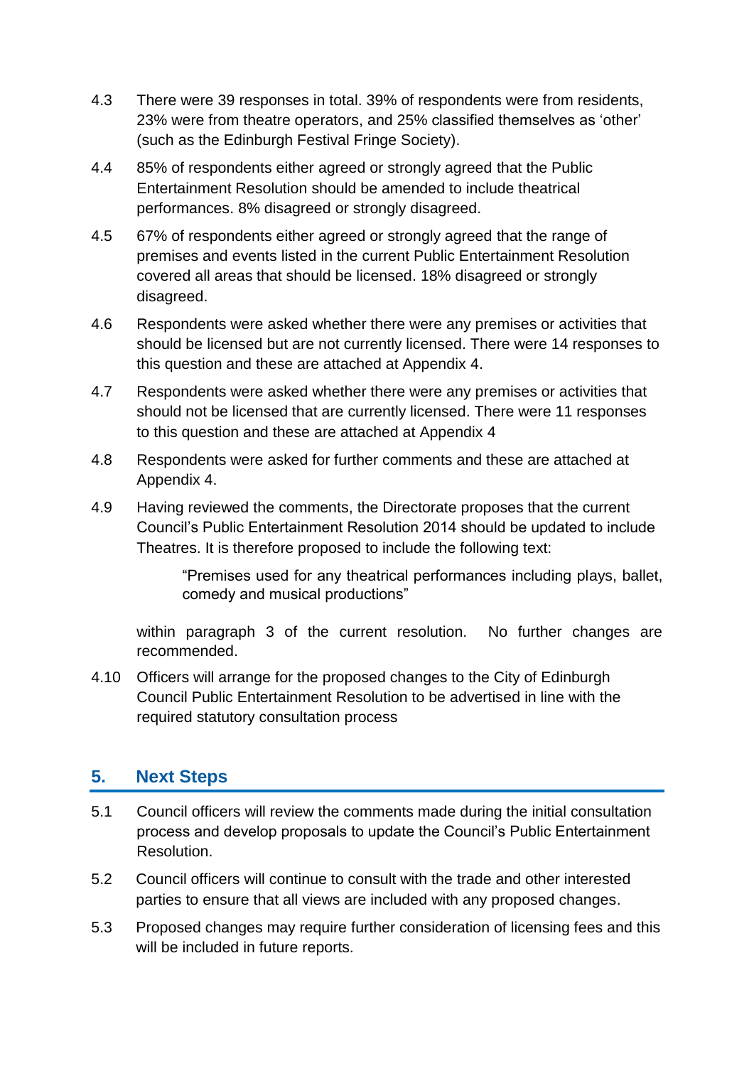4.3 There were 39 responses in total. 39% of respondents were from residents, 23% were from theatre operators, and 25% classified themselves as 'other' (such as the Edinburgh Festival Fringe Society).

4.4 85% of respondents either agreed or strongly agreed that the Public Entertainment Resolution should be amended to include theatrical performances. 8% disagreed or strongly disagreed.

4.5 67% of respondents either agreed or strongly agreed that the range of premises and events listed in the current Public Entertainment Resolution covered all areas that should be licensed. 18% disagreed or strongly disagreed.

4.6 Respondents were asked whether there were any premises or activities that should be licensed but are not currently licensed. There were 14 responses to this question and these are attached at Appendix 4.

4.7 Respondents were asked whether there were any premises or activities that should not be licensed that are currently licensed. There were 11 responses to this question and these are attached at Appendix 4

4.8 Respondents were asked for further comments and these are attached at Appendix 4.

4.9 Having reviewed the comments, the Directorate proposes that the current Council's Public Entertainment Resolution 2014 should be updated to include Theatres. It is therefore proposed to include the following text:

> "Premises used for any theatrical performances including plays, ballet, comedy and musical productions"

within paragraph 3 of the current resolution. No further changes are recommended.

4.10 Officers will arrange for the proposed changes to the City of Edinburgh Council Public Entertainment Resolution to be advertised in line with the required statutory consultation process

## 5. Next Steps

5.1 Council officers will review the comments made during the initial consultation process and develop proposals to update the Council's Public Entertainment Resolution.

5.2 Council officers will continue to consult with the trade and other interested parties to ensure that all views are included with any proposed changes.

5.3 Proposed changes may require further consideration of licensing fees and this will be included in future reports.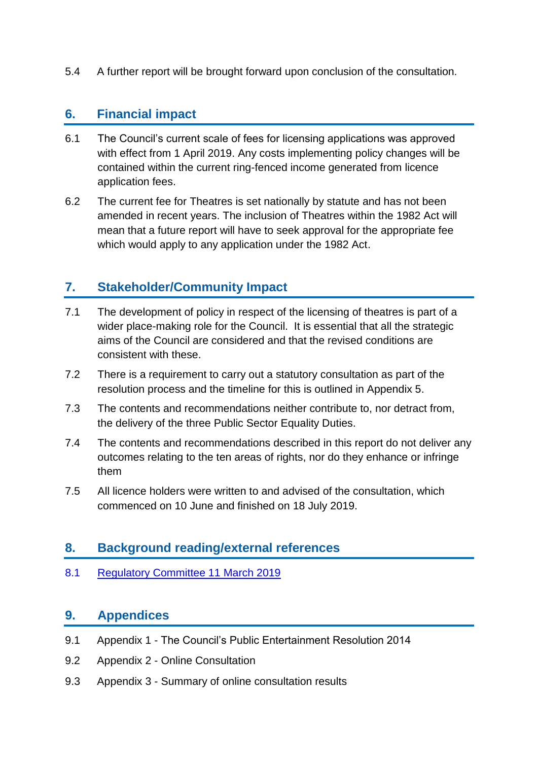5.4 A further report will be brought forward upon conclusion of the consultation.

## 6. Financial impact

6.1 The Council's current scale of fees for licensing applications was approved with effect from 1 April 2019. Any costs implementing policy changes will be contained within the current ring-fenced income generated from licence application fees.

6.2 The current fee for Theatres is set nationally by statute and has not been amended in recent years. The inclusion of Theatres within the 1982 Act will mean that a future report will have to seek approval for the appropriate fee which would apply to any application under the 1982 Act.

## 7. Stakeholder/Community Impact

7.1 The development of policy in respect of the licensing of theatres is part of a wider place-making role for the Council. It is essential that all the strategic aims of the Council are considered and that the revised conditions are consistent with these.

7.2 There is a requirement to carry out a statutory consultation as part of the resolution process and the timeline for this is outlined in Appendix 5.

7.3 The contents and recommendations neither contribute to, nor detract from, the delivery of the three Public Sector Equality Duties.

7.4 The contents and recommendations described in this report do not deliver any outcomes relating to the ten areas of rights, nor do they enhance or infringe them

7.5 All licence holders were written to and advised of the consultation, which commenced on 10 June and finished on 18 July 2019.

## 8. Background reading/external references

8.1 Regulatory Committee 11 March 2019

## 9. Appendices

9.1 Appendix 1 - The Council's Public Entertainment Resolution 2014

9.2 Appendix 2 - Online Consultation

9.3 Appendix 3 - Summary of online consultation results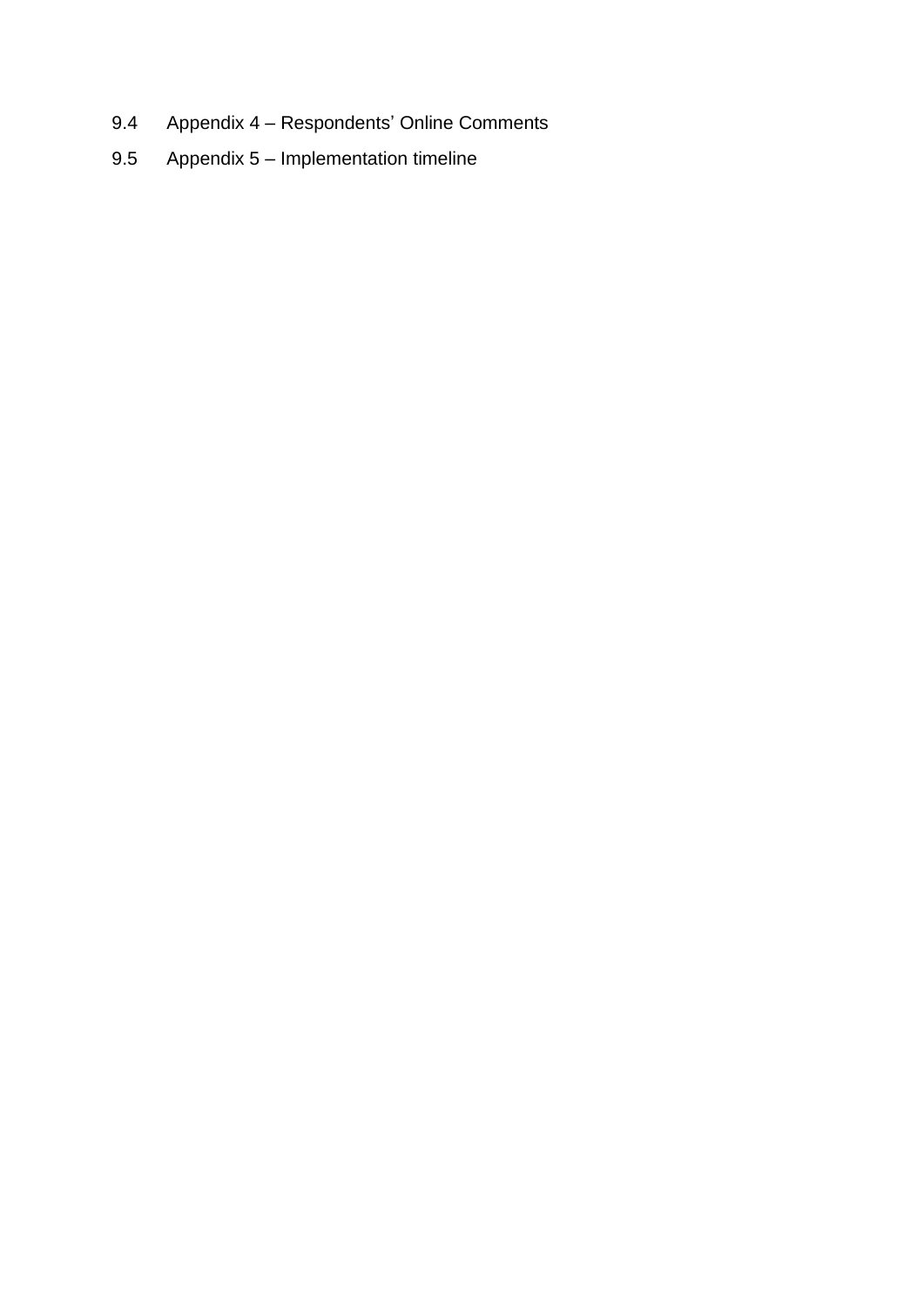9.4 Appendix 4 – Respondents' Online Comments

9.5 Appendix 5 – Implementation timeline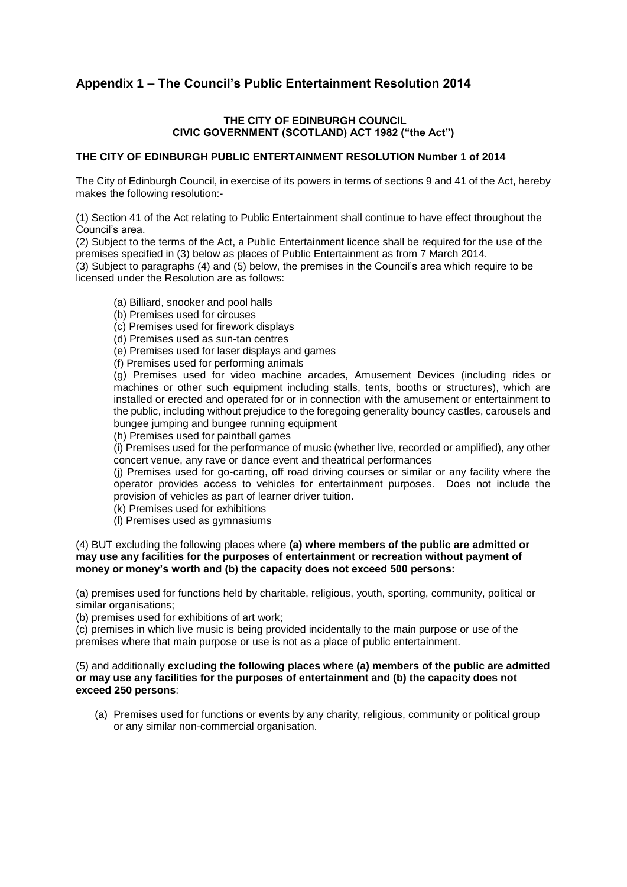## Appendix 1 – The Council's Public Entertainment Resolution 2014

**THE CITY OF EDINBURGH COUNCIL**
**CIVIC GOVERNMENT (SCOTLAND) ACT 1982 ("the Act")**

**THE CITY OF EDINBURGH PUBLIC ENTERTAINMENT RESOLUTION Number 1 of 2014**

The City of Edinburgh Council, in exercise of its powers in terms of sections 9 and 41 of the Act, hereby makes the following resolution:-

(1) Section 41 of the Act relating to Public Entertainment shall continue to have effect throughout the Council's area.
(2) Subject to the terms of the Act, a Public Entertainment licence shall be required for the use of the premises specified in (3) below as places of Public Entertainment as from 7 March 2014.
(3) <u>Subject to paragraphs (4) and (5) below</u>, the premises in the Council's area which require to be licensed under the Resolution are as follows:

(a) Billiard, snooker and pool halls
(b) Premises used for circuses
(c) Premises used for firework displays
(d) Premises used as sun-tan centres
(e) Premises used for laser displays and games
(f) Premises used for performing animals
(g) Premises used for video machine arcades, Amusement Devices (including rides or machines or other such equipment including stalls, tents, booths or structures), which are installed or erected and operated for or in connection with the amusement or entertainment to the public, including without prejudice to the foregoing generality bouncy castles, carousels and bungee jumping and bungee running equipment
(h) Premises used for paintball games
(i) Premises used for the performance of music (whether live, recorded or amplified), any other concert venue, any rave or dance event and theatrical performances
(j) Premises used for go-carting, off road driving courses or similar or any facility where the operator provides access to vehicles for entertainment purposes. Does not include the provision of vehicles as part of learner driver tuition.
(k) Premises used for exhibitions
(l) Premises used as gymnasiums

(4) BUT excluding the following places where **(a) where members of the public are admitted or may use any facilities for the purposes of entertainment or recreation without payment of money or money's worth and (b) the capacity does not exceed 500 persons:**

(a) premises used for functions held by charitable, religious, youth, sporting, community, political or similar organisations;
(b) premises used for exhibitions of art work;
(c) premises in which live music is being provided incidentally to the main purpose or use of the premises where that main purpose or use is not as a place of public entertainment.

(5) and additionally **excluding the following places where (a) members of the public are admitted or may use any facilities for the purposes of entertainment and (b) the capacity does not exceed 250 persons**:

(a) Premises used for functions or events by any charity, religious, community or political group or any similar non-commercial organisation.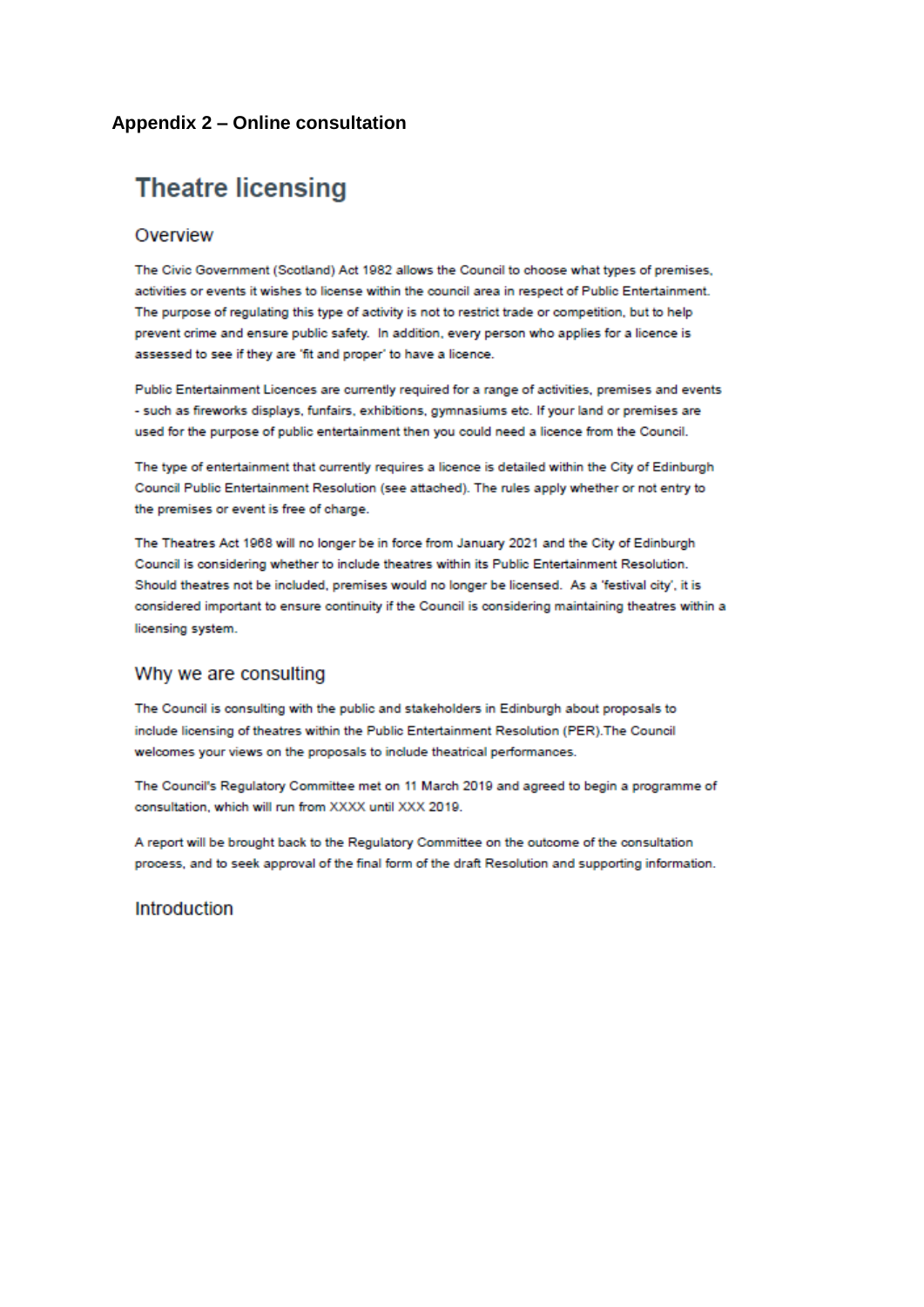**Appendix 2 – Online consultation**

# Theatre licensing

## Overview

The Civic Government (Scotland) Act 1982 allows the Council to choose what types of premises, activities or events it wishes to license within the council area in respect of Public Entertainment. The purpose of regulating this type of activity is not to restrict trade or competition, but to help prevent crime and ensure public safety. In addition, every person who applies for a licence is assessed to see if they are 'fit and proper' to have a licence.

Public Entertainment Licences are currently required for a range of activities, premises and events - such as fireworks displays, funfairs, exhibitions, gymnasiums etc. If your land or premises are used for the purpose of public entertainment then you could need a licence from the Council.

The type of entertainment that currently requires a licence is detailed within the City of Edinburgh Council Public Entertainment Resolution (see attached). The rules apply whether or not entry to the premises or event is free of charge.

The Theatres Act 1968 will no longer be in force from January 2021 and the City of Edinburgh Council is considering whether to include theatres within its Public Entertainment Resolution. Should theatres not be included, premises would no longer be licensed. As a 'festival city', it is considered important to ensure continuity if the Council is considering maintaining theatres within a licensing system.

## Why we are consulting

The Council is consulting with the public and stakeholders in Edinburgh about proposals to include licensing of theatres within the Public Entertainment Resolution (PER).The Council welcomes your views on the proposals to include theatrical performances.

The Council's Regulatory Committee met on 11 March 2019 and agreed to begin a programme of consultation, which will run from XXXX until XXX 2019.

A report will be brought back to the Regulatory Committee on the outcome of the consultation process, and to seek approval of the final form of the draft Resolution and supporting information.

## Introduction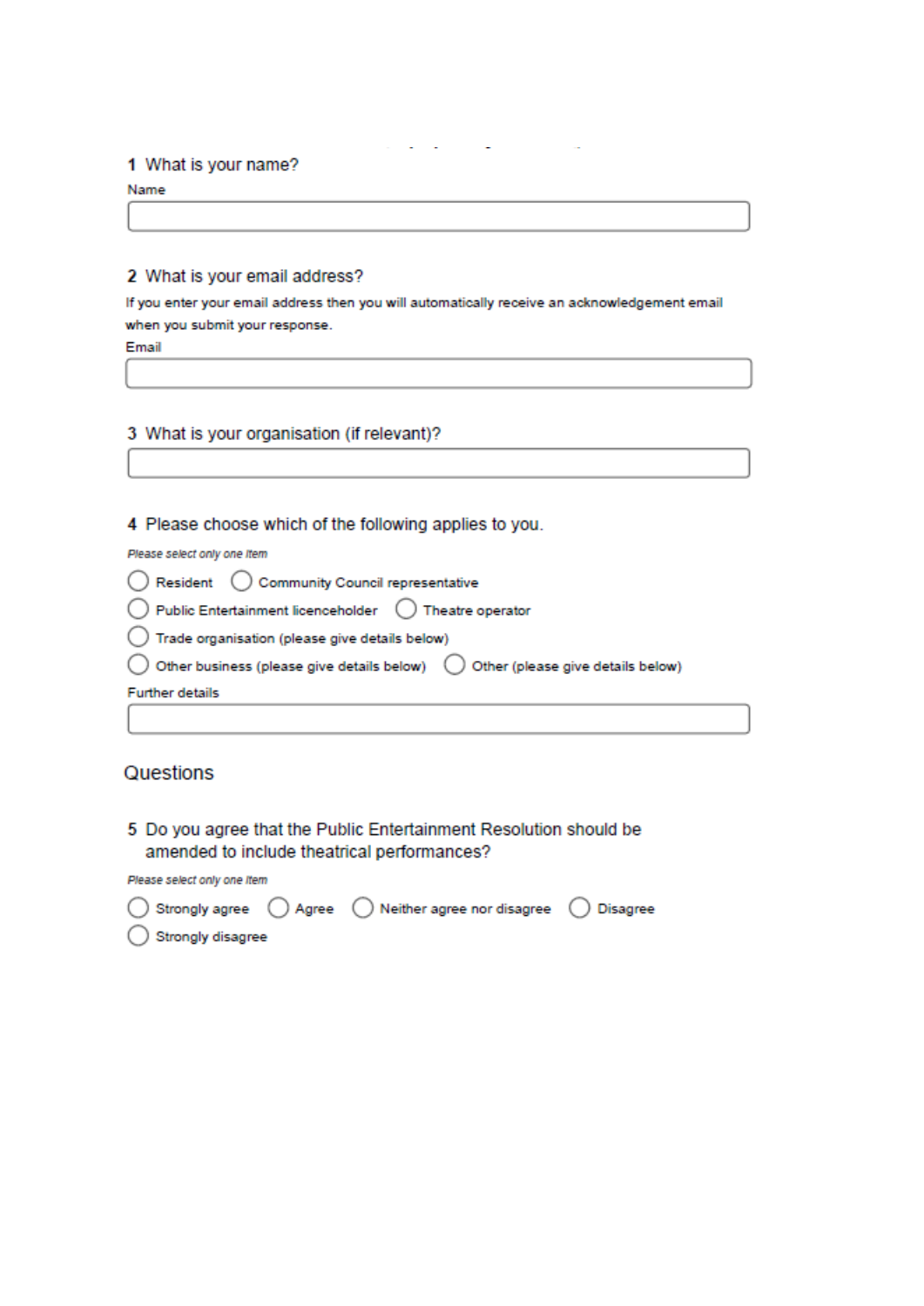**1** What is your name?

Name

**2** What is your email address?

If you enter your email address then you will automatically receive an acknowledgement email when you submit your response.

Email

**3** What is your organisation (if relevant)?

**4** Please choose which of the following applies to you.

*Please select only one item*

- ◯ Resident
- ◯ Community Council representative
- ◯ Public Entertainment licenceholder
- ◯ Theatre operator
- ◯ Trade organisation (please give details below)
- ◯ Other business (please give details below)
- ◯ Other (please give details below)

Further details

## Questions

**5** Do you agree that the Public Entertainment Resolution should be amended to include theatrical performances?

*Please select only one item*

- ◯ Strongly agree
- ◯ Agree
- ◯ Neither agree nor disagree
- ◯ Disagree
- ◯ Strongly disagree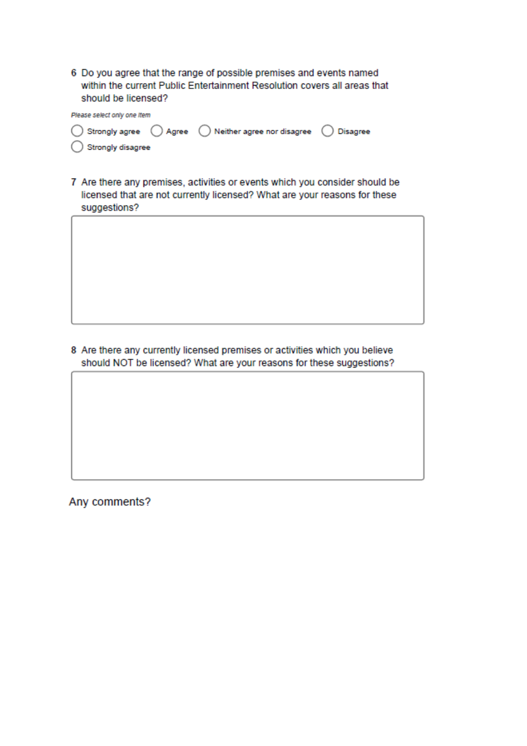6 Do you agree that the range of possible premises and events named within the current Public Entertainment Resolution covers all areas that should be licensed?

*Please select only one item*

○ Strongly agree ○ Agree ○ Neither agree nor disagree ○ Disagree ○ Strongly disagree

7 Are there any premises, activities or events which you consider should be licensed that are not currently licensed? What are your reasons for these suggestions?

8 Are there any currently licensed premises or activities which you believe should NOT be licensed? What are your reasons for these suggestions?

Any comments?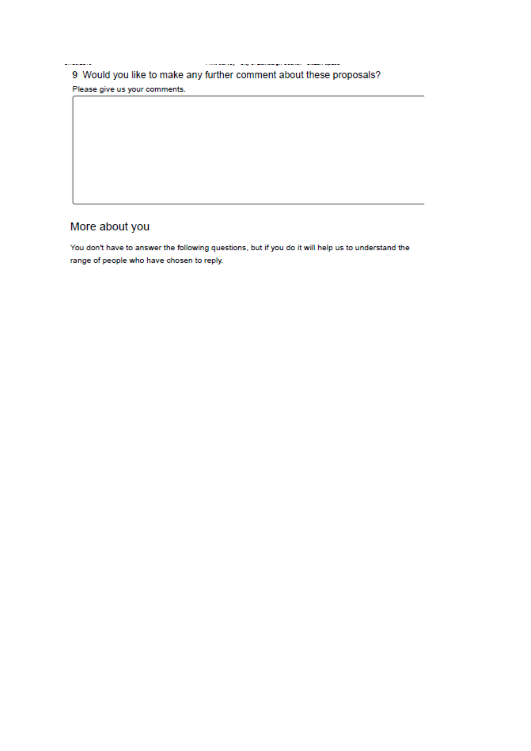9 Would you like to make any further comment about these proposals?

Please give us your comments.

## More about you

You don't have to answer the following questions, but if you do it will help us to understand the range of people who have chosen to reply.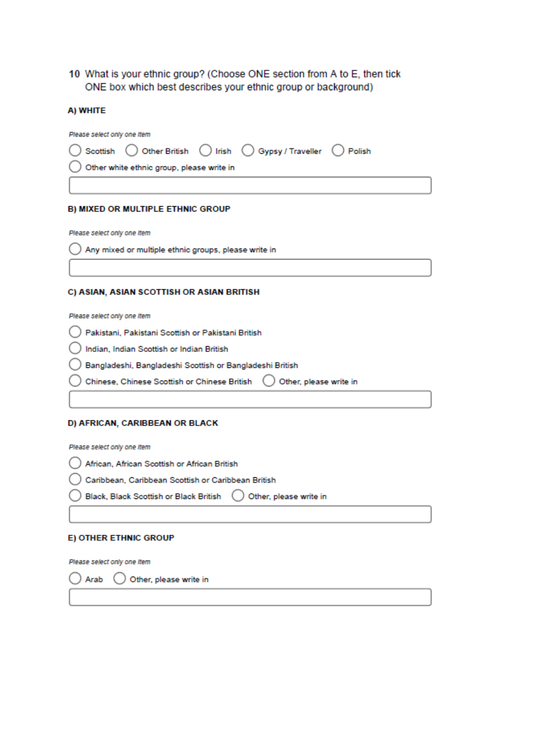10 What is your ethnic group? (Choose ONE section from A to E, then tick ONE box which best describes your ethnic group or background)

**A) WHITE**

*Please select only one item*

- ◯ Scottish
- ◯ Other British
- ◯ Irish
- ◯ Gypsy / Traveller
- ◯ Polish
- ◯ Other white ethnic group, please write in

[ ]

**B) MIXED OR MULTIPLE ETHNIC GROUP**

*Please select only one item*

- ◯ Any mixed or multiple ethnic groups, please write in

[ ]

**C) ASIAN, ASIAN SCOTTISH OR ASIAN BRITISH**

*Please select only one item*

- ◯ Pakistani, Pakistani Scottish or Pakistani British
- ◯ Indian, Indian Scottish or Indian British
- ◯ Bangladeshi, Bangladeshi Scottish or Bangladeshi British
- ◯ Chinese, Chinese Scottish or Chinese British
- ◯ Other, please write in

[ ]

**D) AFRICAN, CARIBBEAN OR BLACK**

*Please select only one item*

- ◯ African, African Scottish or African British
- ◯ Caribbean, Caribbean Scottish or Caribbean British
- ◯ Black, Black Scottish or Black British
- ◯ Other, please write in

[ ]

**E) OTHER ETHNIC GROUP**

*Please select only one item*

- ◯ Arab
- ◯ Other, please write in

[ ]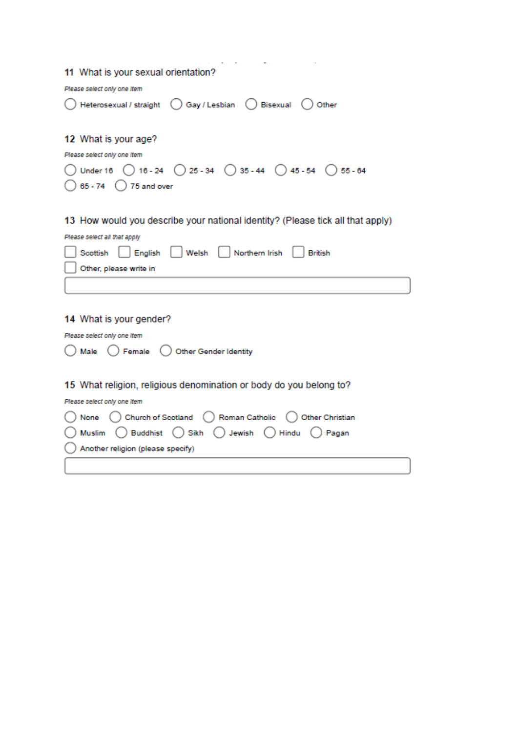**11** What is your sexual orientation?

*Please select only one item*

- ◯ Heterosexual / straight
- ◯ Gay / Lesbian
- ◯ Bisexual
- ◯ Other

**12** What is your age?

*Please select only one item*

- ◯ Under 16
- ◯ 16 - 24
- ◯ 25 - 34
- ◯ 35 - 44
- ◯ 45 - 54
- ◯ 55 - 64
- ◯ 65 - 74
- ◯ 75 and over

**13** How would you describe your national identity? (Please tick all that apply)

*Please select all that apply*

- ☐ Scottish
- ☐ English
- ☐ Welsh
- ☐ Northern Irish
- ☐ British
- ☐ Other, please write in

______________________________

**14** What is your gender?

*Please select only one item*

- ◯ Male
- ◯ Female
- ◯ Other Gender Identity

**15** What religion, religious denomination or body do you belong to?

*Please select only one item*

- ◯ None
- ◯ Church of Scotland
- ◯ Roman Catholic
- ◯ Other Christian
- ◯ Muslim
- ◯ Buddhist
- ◯ Sikh
- ◯ Jewish
- ◯ Hindu
- ◯ Pagan
- ◯ Another religion (please specify)

______________________________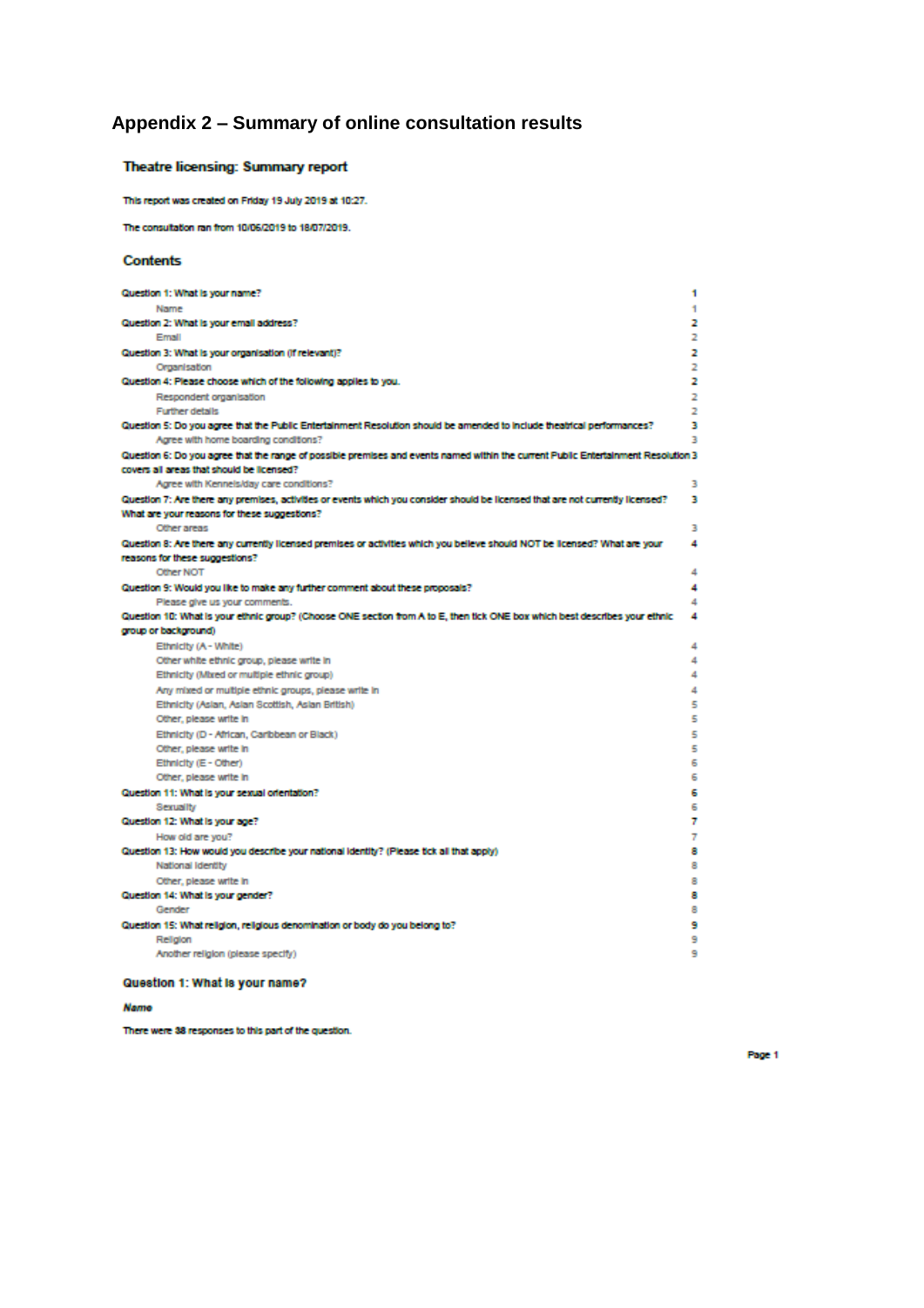# Appendix 2 – Summary of online consultation results

## Theatre licensing: Summary report

This report was created on Friday 19 July 2019 at 10:27.

The consultation ran from 10/06/2019 to 18/07/2019.

### Contents

| | |
|---|---|
| Question 1: What is your name? | 1 |
| Name | 1 |
| Question 2: What is your email address? | 2 |
| Email | 2 |
| Question 3: What is your organisation (if relevant)? | 2 |
| Organisation | 2 |
| Question 4: Please choose which of the following applies to you. | 2 |
| Respondent organisation | 2 |
| Further details | 2 |
| Question 5: Do you agree that the Public Entertainment Resolution should be amended to include theatrical performances? | 3 |
| Agree with home boarding conditions? | 3 |
| Question 6: Do you agree that the range of possible premises and events named within the current Public Entertainment Resolution covers all areas that should be licensed? | 3 |
| Agree with Kennels/day care conditions? | 3 |
| Question 7: Are there any premises, activities or events which you consider should be licensed that are not currently licensed? What are your reasons for these suggestions? | 3 |
| Other areas | 3 |
| Question 8: Are there any currently licensed premises or activities which you believe should NOT be licensed? What are your reasons for these suggestions? | 4 |
| Other NOT | 4 |
| Question 9: Would you like to make any further comment about these proposals? | 4 |
| Please give us your comments. | 4 |
| Question 10: What is your ethnic group? (Choose ONE section from A to E, then tick ONE box which best describes your ethnic group or background) | 4 |
| Ethnicity (A - White) | 4 |
| Other white ethnic group, please write in | 4 |
| Ethnicity (Mixed or multiple ethnic group) | 4 |
| Any mixed or multiple ethnic groups, please write in | 4 |
| Ethnicity (Asian, Asian Scottish, Asian British) | 5 |
| Other, please write in | 5 |
| Ethnicity (D - African, Caribbean or Black) | 5 |
| Other, please write in | 5 |
| Ethnicity (E - Other) | 6 |
| Other, please write in | 6 |
| Question 11: What is your sexual orientation? | 6 |
| Sexuality | 6 |
| Question 12: What is your age? | 7 |
| How old are you? | 7 |
| Question 13: How would you describe your national identity? (Please tick all that apply) | 8 |
| National identity | 8 |
| Other, please write in | 8 |
| Question 14: What is your gender? | 8 |
| Gender | 8 |
| Question 15: What religion, religious denomination or body do you belong to? | 9 |
| Religion | 9 |
| Another religion (please specify) | 9 |

### Question 1: What is your name?

***Name***

There were 38 responses to this part of the question.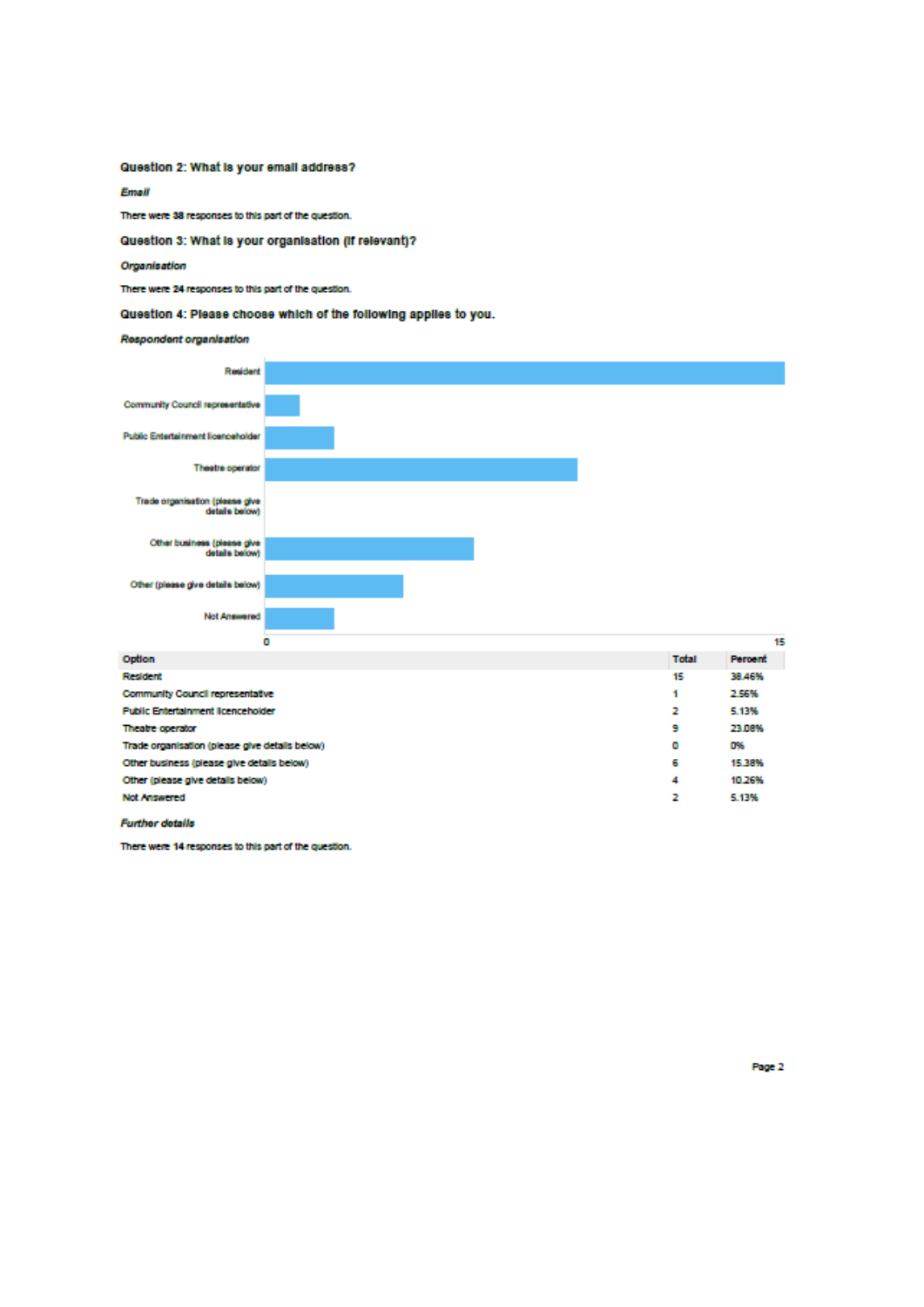### Question 2: What is your email address?

*Email*

There were 38 responses to this part of the question.

### Question 3: What is your organisation (if relevant)?

*Organisation*

There were 24 responses to this part of the question.

### Question 4: Please choose which of the following applies to you.

*Respondent organisation*

| Option | Total | Percent |
|---|---|---|
| Resident | 15 | 38.46% |
| Community Council representative | 1 | 2.56% |
| Public Entertainment licenceholder | 2 | 5.13% |
| Theatre operator | 9 | 23.08% |
| Trade organisation (please give details below) | 0 | 0% |
| Other business (please give details below) | 6 | 15.38% |
| Other (please give details below) | 4 | 10.26% |
| Not Answered | 2 | 5.13% |

*Further details*

There were 14 responses to this part of the question.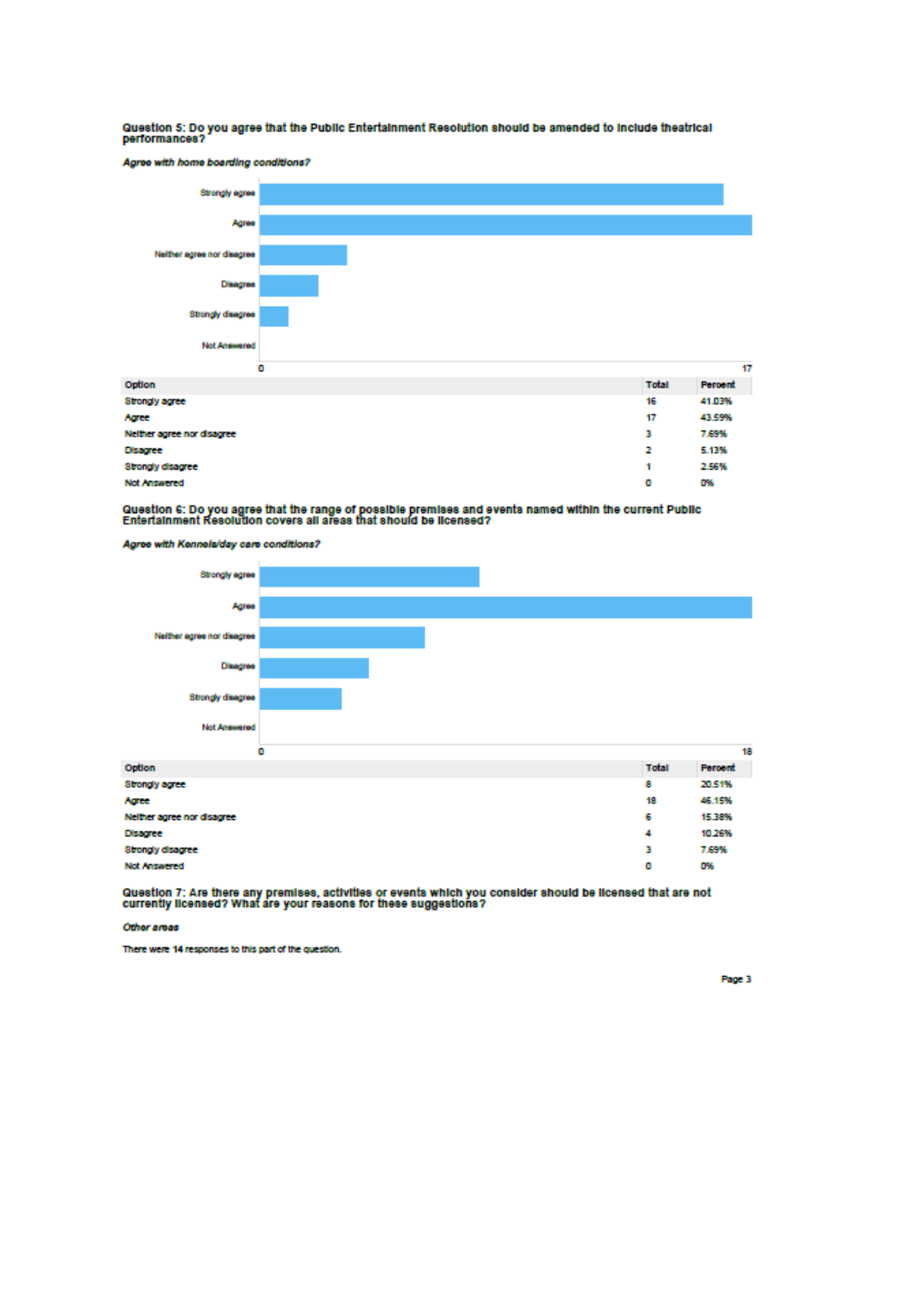**Question 5: Do you agree that the Public Entertainment Resolution should be amended to include theatrical performances?**

***Agree with home boarding conditions?***

| Option | Total | Percent |
|---|---|---|
| Strongly agree | 16 | 41.03% |
| Agree | 17 | 43.59% |
| Neither agree nor disagree | 3 | 7.69% |
| Disagree | 2 | 5.13% |
| Strongly disagree | 1 | 2.56% |
| Not Answered | 0 | 0% |

**Question 6: Do you agree that the range of possible premises and events named within the current Public Entertainment Resolution covers all areas that should be licensed?**

***Agree with Kennels/day care conditions?***

| Option | Total | Percent |
|---|---|---|
| Strongly agree | 8 | 20.51% |
| Agree | 18 | 46.15% |
| Neither agree nor disagree | 6 | 15.38% |
| Disagree | 4 | 10.26% |
| Strongly disagree | 3 | 7.69% |
| Not Answered | 0 | 0% |

**Question 7: Are there any premises, activities or events which you consider should be licensed that are not currently licensed? What are your reasons for these suggestions?**

***Other areas***

There were **14** responses to this part of the question.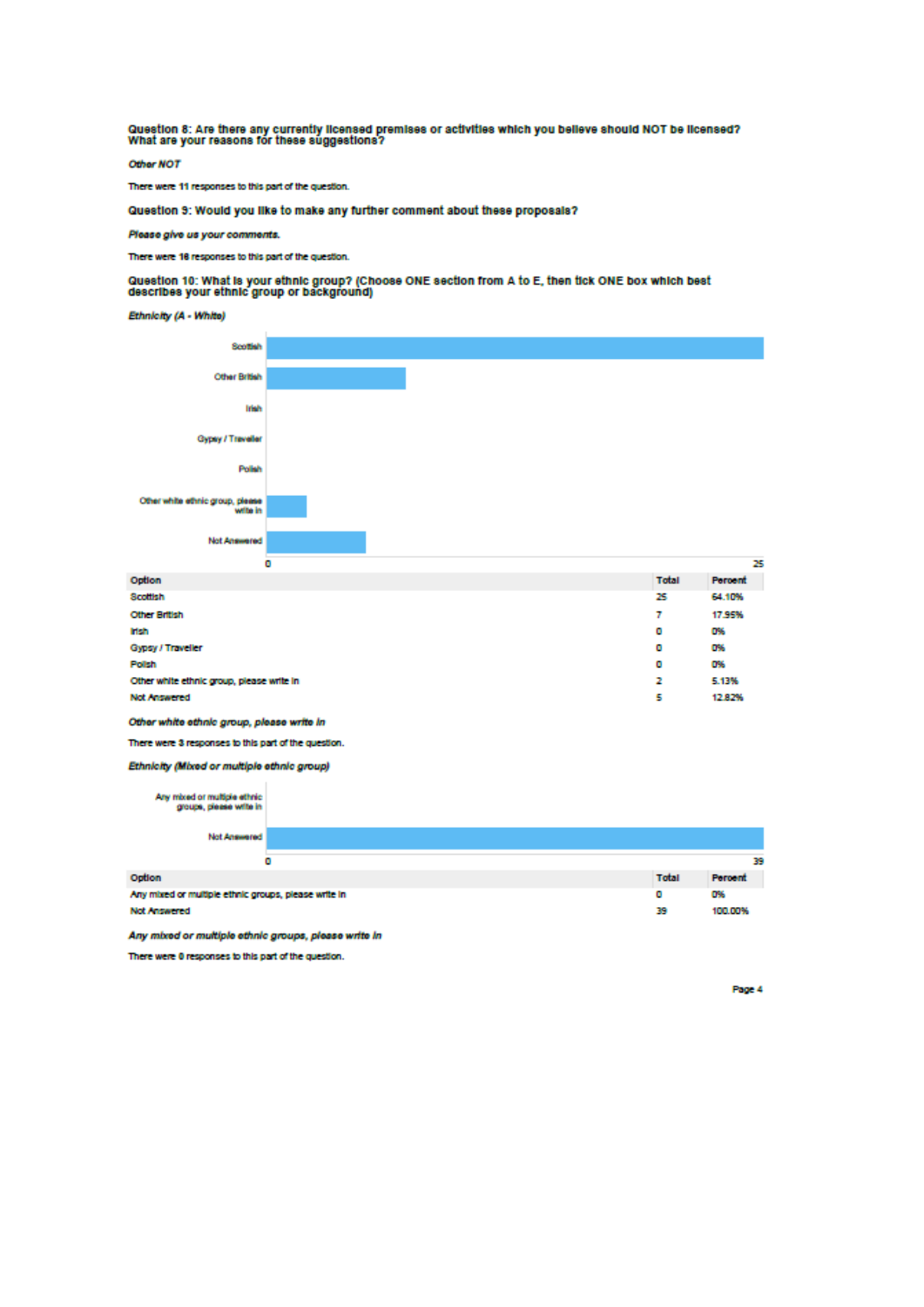**Question 8: Are there any currently licensed premises or activities which you believe should NOT be licensed? What are your reasons for these suggestions?**

*Other NOT*

There were 11 responses to this part of the question.

**Question 9: Would you like to make any further comment about these proposals?**

***Please give us your comments.***

There were 18 responses to this part of the question.

**Question 10: What is your ethnic group? (Choose ONE section from A to E, then tick ONE box which best describes your ethnic group or background)**

***Ethnicity (A - White)***

| Option | Total | Percent |
|---|---|---|
| Scottish | 25 | 64.10% |
| Other British | 7 | 17.95% |
| Irish | 0 | 0% |
| Gypsy / Traveller | 0 | 0% |
| Polish | 0 | 0% |
| Other white ethnic group, please write in | 2 | 5.13% |
| Not Answered | 5 | 12.82% |

***Other white ethnic group, please write in***

There were 3 responses to this part of the question.

***Ethnicity (Mixed or multiple ethnic group)***

| Option | Total | Percent |
|---|---|---|
| Any mixed or multiple ethnic groups, please write in | 0 | 0% |
| Not Answered | 39 | 100.00% |

***Any mixed or multiple ethnic groups, please write in***

There were 0 responses to this part of the question.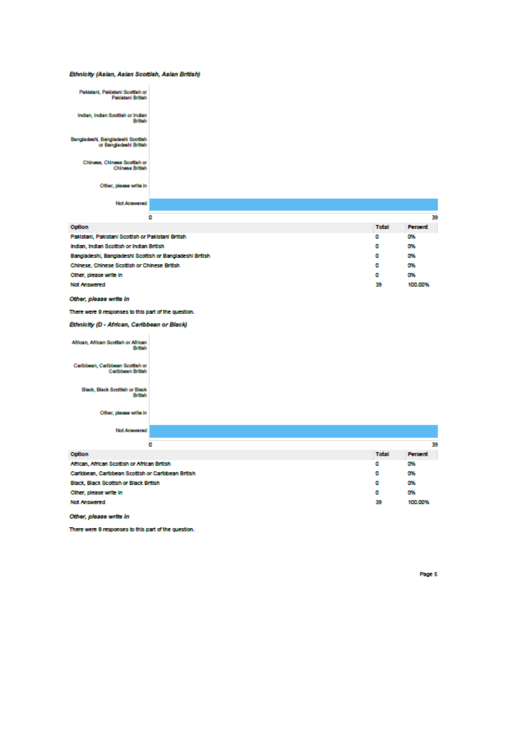***Ethnicity (Asian, Asian Scottish, Asian British)***

| Option | Total | Percent |
|---|---|---|
| Pakistani, Pakistani Scottish or Pakistani British | 0 | 0% |
| Indian, Indian Scottish or Indian British | 0 | 0% |
| Bangladeshi, Bangladeshi Scottish or Bangladeshi British | 0 | 0% |
| Chinese, Chinese Scottish or Chinese British | 0 | 0% |
| Other, please write in | 0 | 0% |
| Not Answered | 39 | 100.00% |

***Other, please write in***

There were 0 responses to this part of the question.

***Ethnicity (D - African, Caribbean or Black)***

| Option | Total | Percent |
|---|---|---|
| African, African Scottish or African British | 0 | 0% |
| Caribbean, Caribbean Scottish or Caribbean British | 0 | 0% |
| Black, Black Scottish or Black British | 0 | 0% |
| Other, please write in | 0 | 0% |
| Not Answered | 39 | 100.00% |

***Other, please write in***

There were 0 responses to this part of the question.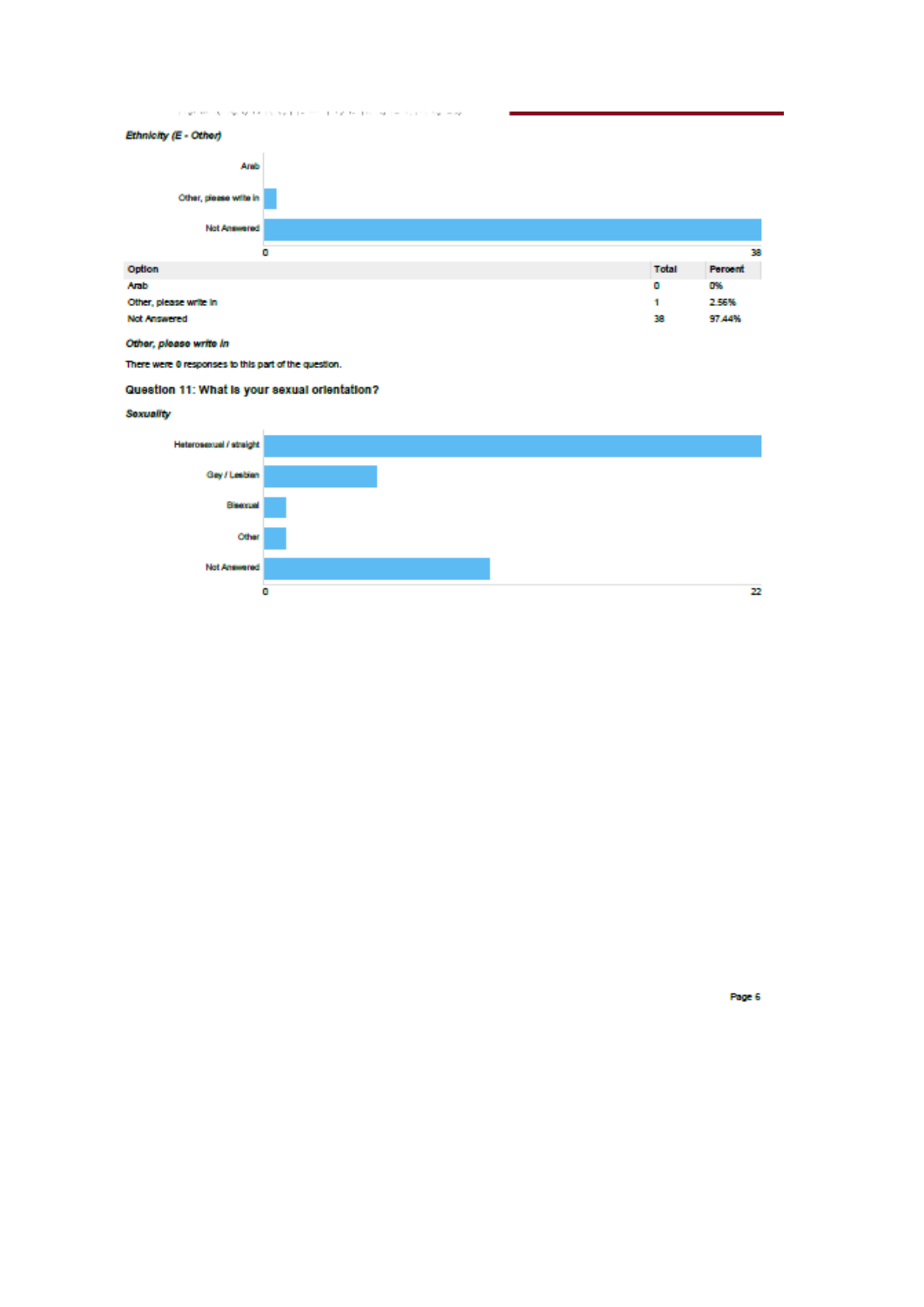*Ethnicity (E - Other)*

| Option | Total | Percent |
| --- | --- | --- |
| Arab | 0 | 0% |
| Other, please write in | 1 | 2.56% |
| Not Answered | 38 | 97.44% |

*Other, please write in*

There were 0 responses to this part of the question.

### Question 11: What is your sexual orientation?

*Sexuality*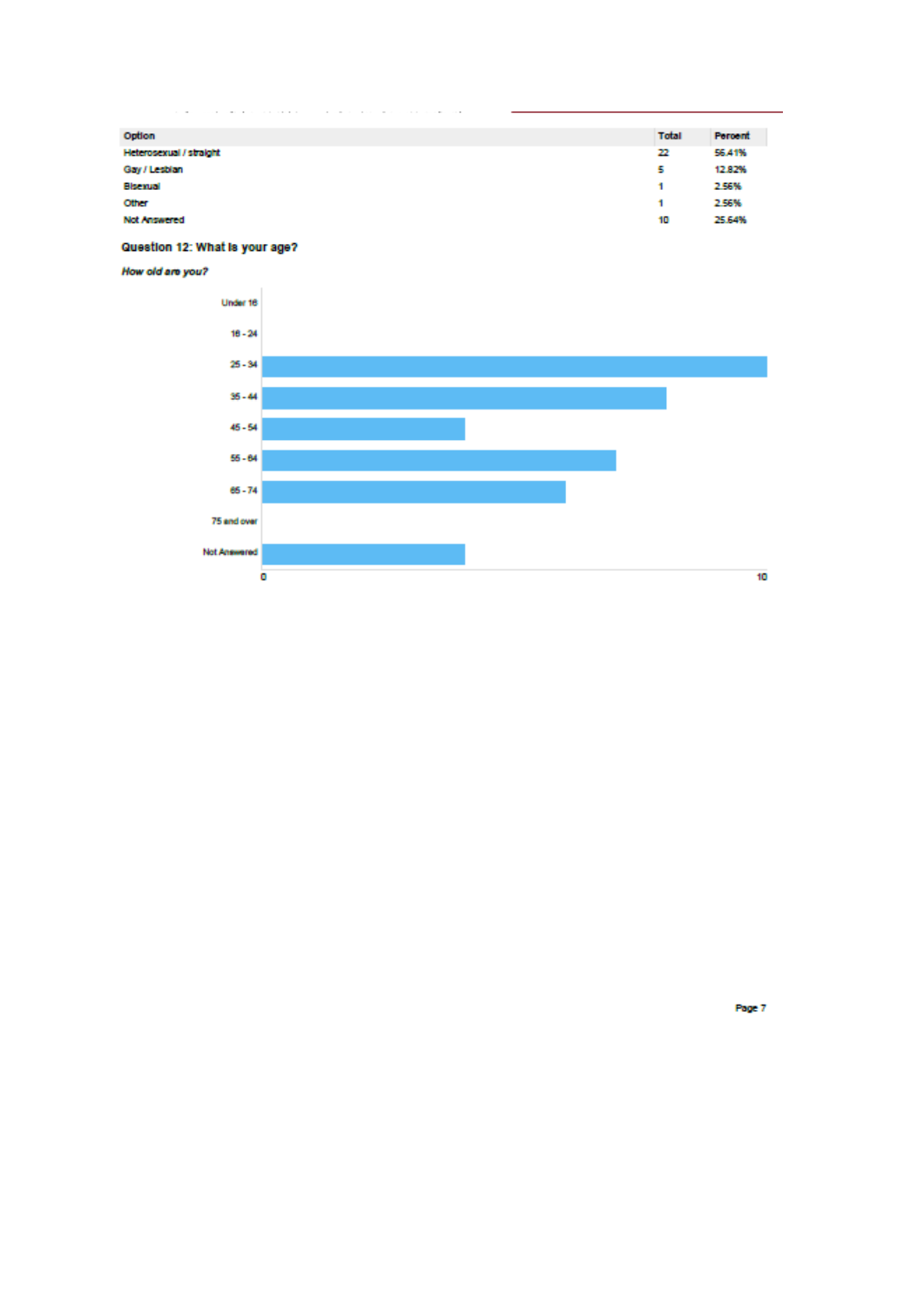| Option | Total | Percent |
|---|---|---|
| Heterosexual / straight | 22 | 56.41% |
| Gay / Lesbian | 5 | 12.82% |
| Bisexual | 1 | 2.56% |
| Other | 1 | 2.56% |
| Not Answered | 10 | 25.64% |

### Question 12: What is your age?

***How old are you?***

Under 16

16 - 24

25 - 34

35 - 44

45 - 54

55 - 64

65 - 74

75 and over

Not Answered

0

10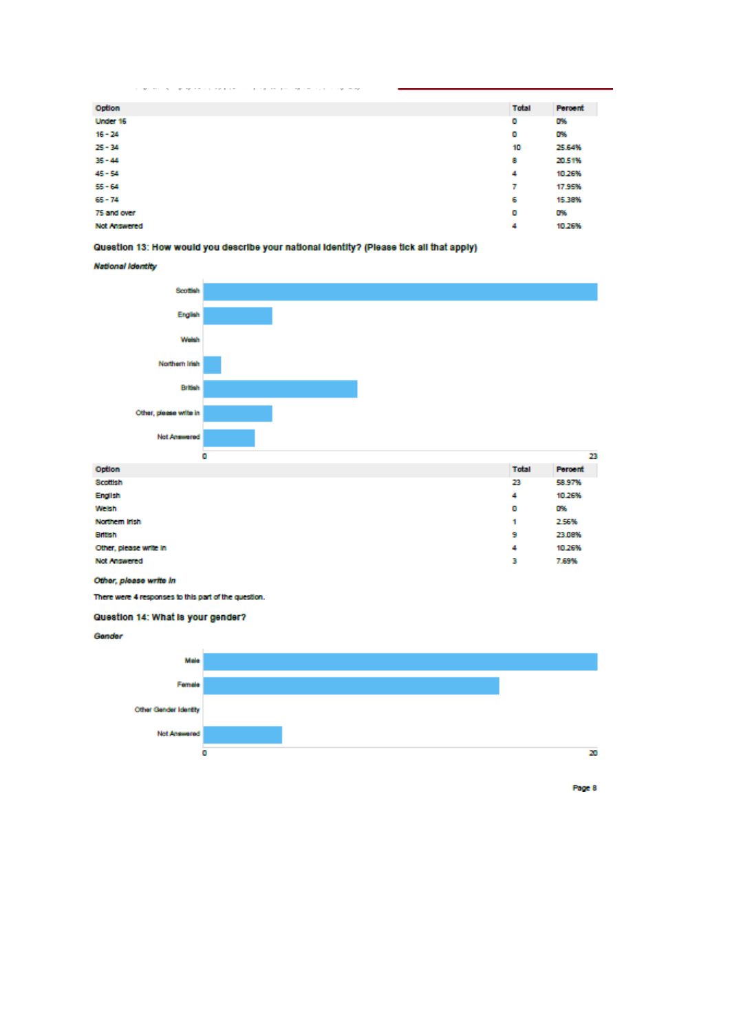| Option | Total | Percent |
|---|---|---|
| Under 16 | 0 | 0% |
| 16 - 24 | 0 | 0% |
| 25 - 34 | 10 | 25.64% |
| 35 - 44 | 8 | 20.51% |
| 45 - 54 | 4 | 10.26% |
| 55 - 64 | 7 | 17.95% |
| 65 - 74 | 6 | 15.38% |
| 75 and over | 0 | 0% |
| Not Answered | 4 | 10.26% |

### Question 13: How would you describe your national identity? (Please tick all that apply)

***National Identity***

| Option | Total | Percent |
|---|---|---|
| Scottish | 23 | 58.97% |
| English | 4 | 10.26% |
| Welsh | 0 | 0% |
| Northern Irish | 1 | 2.56% |
| British | 9 | 23.08% |
| Other, please write in | 4 | 10.26% |
| Not Answered | 3 | 7.69% |

***Other, please write in***

There were 4 responses to this part of the question.

### Question 14: What is your gender?

***Gender***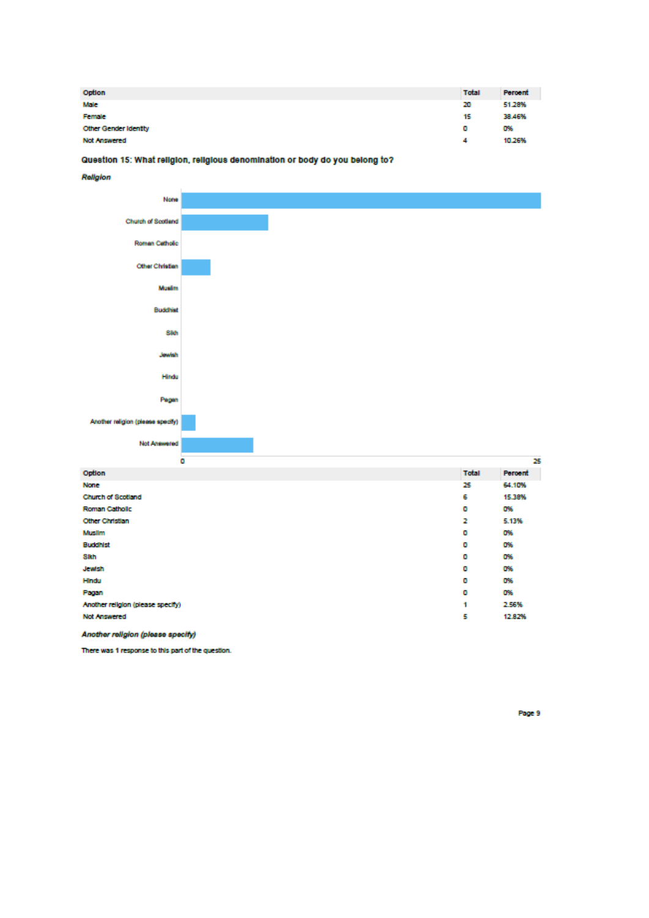| Option | Total | Percent |
| --- | --- | --- |
| Male | 20 | 51.28% |
| Female | 15 | 38.46% |
| Other Gender Identity | 0 | 0% |
| Not Answered | 4 | 10.26% |

### Question 15: What religion, religious denomination or body do you belong to?

***Religion***

| Option | Total | Percent |
| --- | --- | --- |
| None | 25 | 64.10% |
| Church of Scotland | 6 | 15.38% |
| Roman Catholic | 0 | 0% |
| Other Christian | 2 | 5.13% |
| Muslim | 0 | 0% |
| Buddhist | 0 | 0% |
| Sikh | 0 | 0% |
| Jewish | 0 | 0% |
| Hindu | 0 | 0% |
| Pagan | 0 | 0% |
| Another religion (please specify) | 1 | 2.56% |
| Not Answered | 5 | 12.82% |

***Another religion (please specify)***

There was 1 response to this part of the question.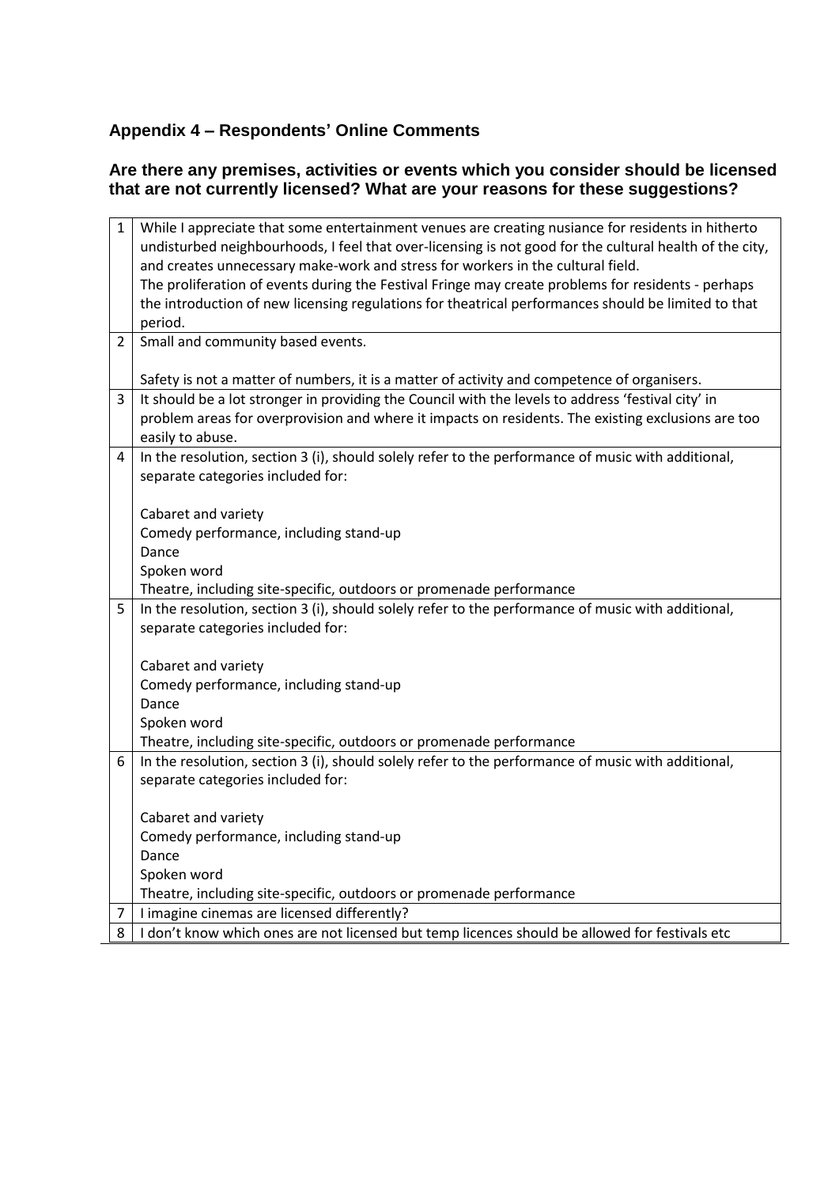## Appendix 4 – Respondents' Online Comments

### Are there any premises, activities or events which you consider should be licensed that are not currently licensed? What are your reasons for these suggestions?

| | |
|---|---|
| 1 | While I appreciate that some entertainment venues are creating nusiance for residents in hitherto undisturbed neighbourhoods, I feel that over-licensing is not good for the cultural health of the city, and creates unnecessary make-work and stress for workers in the cultural field.<br>The proliferation of events during the Festival Fringe may create problems for residents - perhaps the introduction of new licensing regulations for theatrical performances should be limited to that period. |
| 2 | Small and community based events.<br><br>Safety is not a matter of numbers, it is a matter of activity and competence of organisers. |
| 3 | It should be a lot stronger in providing the Council with the levels to address 'festival city' in problem areas for overprovision and where it impacts on residents. The existing exclusions are too easily to abuse. |
| 4 | In the resolution, section 3 (i), should solely refer to the performance of music with additional, separate categories included for:<br><br>Cabaret and variety<br>Comedy performance, including stand-up<br>Dance<br>Spoken word<br>Theatre, including site-specific, outdoors or promenade performance |
| 5 | In the resolution, section 3 (i), should solely refer to the performance of music with additional, separate categories included for:<br><br>Cabaret and variety<br>Comedy performance, including stand-up<br>Dance<br>Spoken word<br>Theatre, including site-specific, outdoors or promenade performance |
| 6 | In the resolution, section 3 (i), should solely refer to the performance of music with additional, separate categories included for:<br><br>Cabaret and variety<br>Comedy performance, including stand-up<br>Dance<br>Spoken word<br>Theatre, including site-specific, outdoors or promenade performance |
| 7 | I imagine cinemas are licensed differently? |
| 8 | I don't know which ones are not licensed but temp licences should be allowed for festivals etc |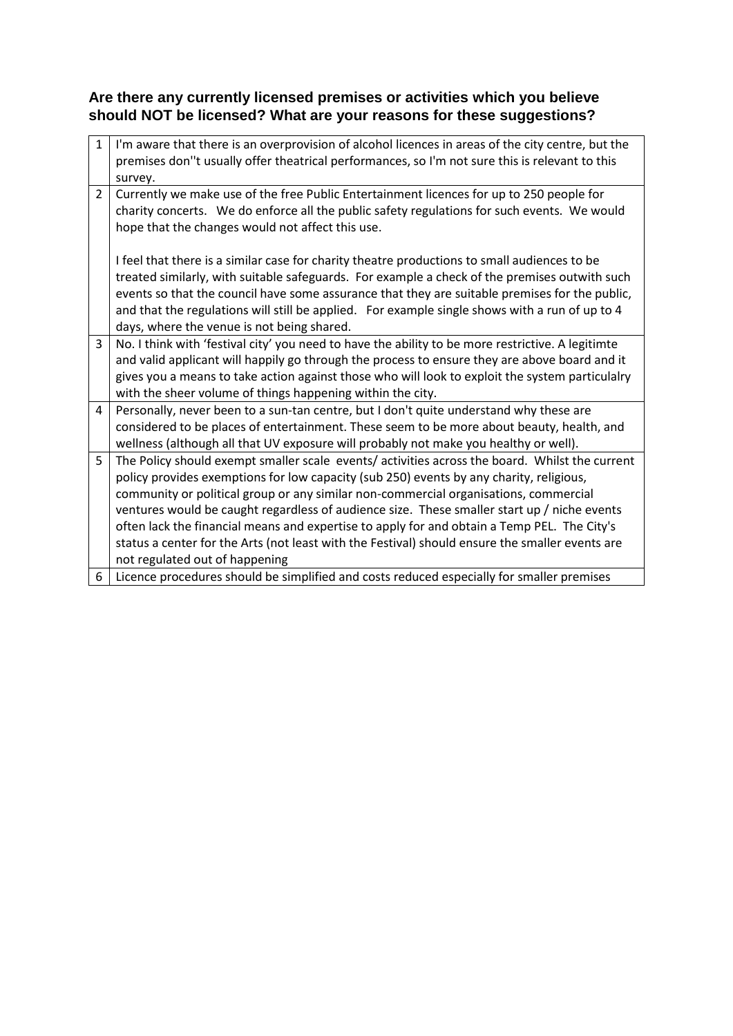### Are there any currently licensed premises or activities which you believe should NOT be licensed? What are your reasons for these suggestions?

| | |
|---|---|
| 1 | I'm aware that there is an overprovision of alcohol licences in areas of the city centre, but the premises don''t usually offer theatrical performances, so I'm not sure this is relevant to this survey. |
| 2 | Currently we make use of the free Public Entertainment licences for up to 250 people for charity concerts. We do enforce all the public safety regulations for such events. We would hope that the changes would not affect this use.<br><br>I feel that there is a similar case for charity theatre productions to small audiences to be treated similarly, with suitable safeguards. For example a check of the premises outwith such events so that the council have some assurance that they are suitable premises for the public, and that the regulations will still be applied. For example single shows with a run of up to 4 days, where the venue is not being shared. |
| 3 | No. I think with 'festival city' you need to have the ability to be more restrictive. A legitimte and valid applicant will happily go through the process to ensure they are above board and it gives you a means to take action against those who will look to exploit the system particualry with the sheer volume of things happening within the city. |
| 4 | Personally, never been to a sun-tan centre, but I don't quite understand why these are considered to be places of entertainment. These seem to be more about beauty, health, and wellness (although all that UV exposure will probably not make you healthy or well). |
| 5 | The Policy should exempt smaller scale events/ activities across the board. Whilst the current policy provides exemptions for low capacity (sub 250) events by any charity, religious, community or political group or any similar non-commercial organisations, commercial ventures would be caught regardless of audience size. These smaller start up / niche events often lack the financial means and expertise to apply for and obtain a Temp PEL. The City's status a center for the Arts (not least with the Festival) should ensure the smaller events are not regulated out of happening |
| 6 | Licence procedures should be simplified and costs reduced especially for smaller premises |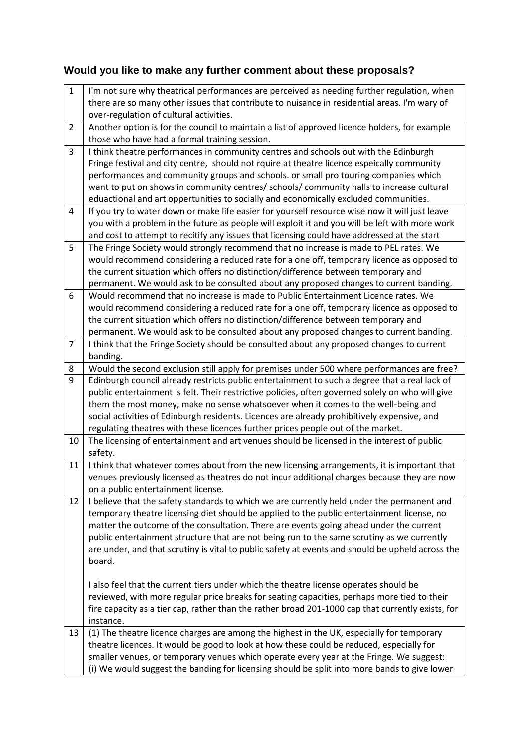### Would you like to make any further comment about these proposals?

| | |
|---|---|
| 1 | I'm not sure why theatrical performances are perceived as needing further regulation, when there are so many other issues that contribute to nuisance in residential areas. I'm wary of over-regulation of cultural activities. |
| 2 | Another option is for the council to maintain a list of approved licence holders, for example those who have had a formal training session. |
| 3 | I think theatre performances in community centres and schools out with the Edinburgh Fringe festival and city centre, should not rquire at theatre licence espeically community performances and community groups and schools. or small pro touring companies which want to put on shows in community centres/ schools/ community halls to increase cultural eduactional and art oppertunities to socially and economically excluded communities. |
| 4 | If you try to water down or make life easier for yourself resource wise now it will just leave you with a problem in the future as people will exploit it and you will be left with more work and cost to attempt to recitify any issues that licensing could have addressed at the start |
| 5 | The Fringe Society would strongly recommend that no increase is made to PEL rates. We would recommend considering a reduced rate for a one off, temporary licence as opposed to the current situation which offers no distinction/difference between temporary and permanent. We would ask to be consulted about any proposed changes to current banding. |
| 6 | Would recommend that no increase is made to Public Entertainment Licence rates. We would recommend considering a reduced rate for a one off, temporary licence as opposed to the current situation which offers no distinction/difference between temporary and permanent. We would ask to be consulted about any proposed changes to current banding. |
| 7 | I think that the Fringe Society should be consulted about any proposed changes to current banding. |
| 8 | Would the second exclusion still apply for premises under 500 where performances are free? |
| 9 | Edinburgh council already restricts public entertainment to such a degree that a real lack of public entertainment is felt. Their restrictive policies, often governed solely on who will give them the most money, make no sense whatsoever when it comes to the well-being and social activities of Edinburgh residents. Licences are already prohibitively expensive, and regulating theatres with these licences further prices people out of the market. |
| 10 | The licensing of entertainment and art venues should be licensed in the interest of public safety. |
| 11 | I think that whatever comes about from the new licensing arrangements, it is important that venues previously licensed as theatres do not incur additional charges because they are now on a public entertainment license. |
| 12 | I believe that the safety standards to which we are currently held under the permanent and temporary theatre licensing diet should be applied to the public entertainment license, no matter the outcome of the consultation. There are events going ahead under the current public entertainment structure that are not being run to the same scrutiny as we currently are under, and that scrutiny is vital to public safety at events and should be upheld across the board.<br><br>I also feel that the current tiers under which the theatre license operates should be reviewed, with more regular price breaks for seating capacities, perhaps more tied to their fire capacity as a tier cap, rather than the rather broad 201-1000 cap that currently exists, for instance. |
| 13 | (1) The theatre licence charges are among the highest in the UK, especially for temporary theatre licences. It would be good to look at how these could be reduced, especially for smaller venues, or temporary venues which operate every year at the Fringe. We suggest:<br>(i) We would suggest the banding for licensing should be split into more bands to give lower |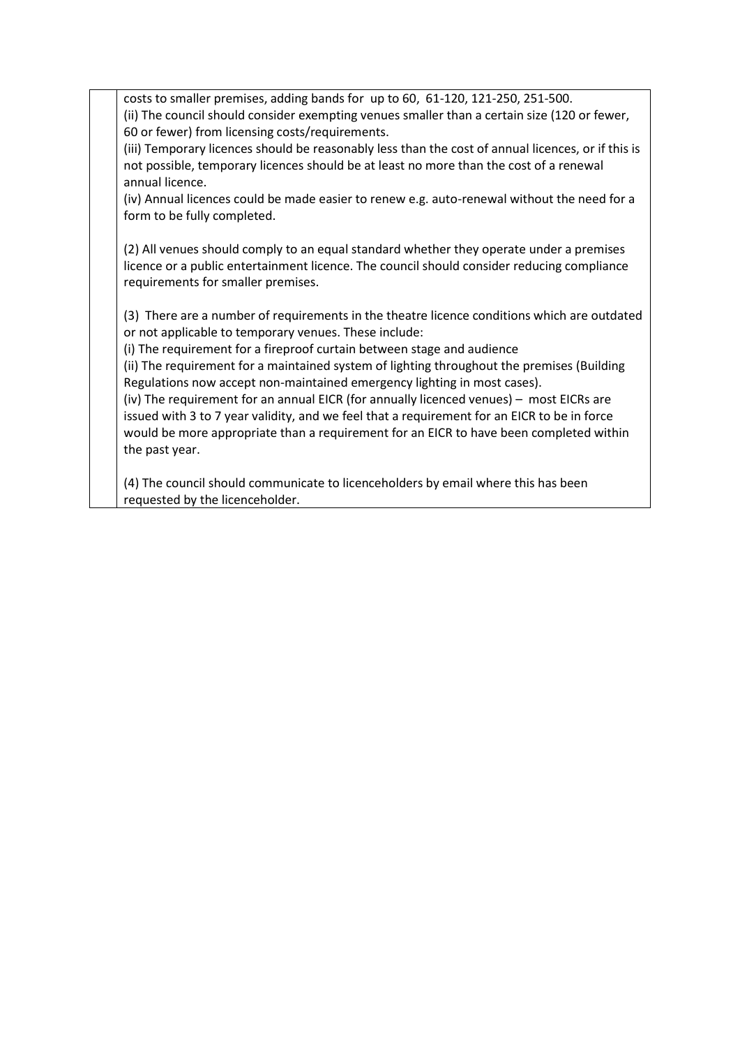costs to smaller premises, adding bands for up to 60, 61-120, 121-250, 251-500.
(ii) The council should consider exempting venues smaller than a certain size (120 or fewer, 60 or fewer) from licensing costs/requirements.
(iii) Temporary licences should be reasonably less than the cost of annual licences, or if this is not possible, temporary licences should be at least no more than the cost of a renewal annual licence.
(iv) Annual licences could be made easier to renew e.g. auto-renewal without the need for a form to be fully completed.

(2) All venues should comply to an equal standard whether they operate under a premises licence or a public entertainment licence. The council should consider reducing compliance requirements for smaller premises.

(3) There are a number of requirements in the theatre licence conditions which are outdated or not applicable to temporary venues. These include:
(i) The requirement for a fireproof curtain between stage and audience
(ii) The requirement for a maintained system of lighting throughout the premises (Building Regulations now accept non-maintained emergency lighting in most cases).
(iv) The requirement for an annual EICR (for annually licenced venues) – most EICRs are issued with 3 to 7 year validity, and we feel that a requirement for an EICR to be in force would be more appropriate than a requirement for an EICR to have been completed within the past year.

(4) The council should communicate to licenceholders by email where this has been requested by the licenceholder.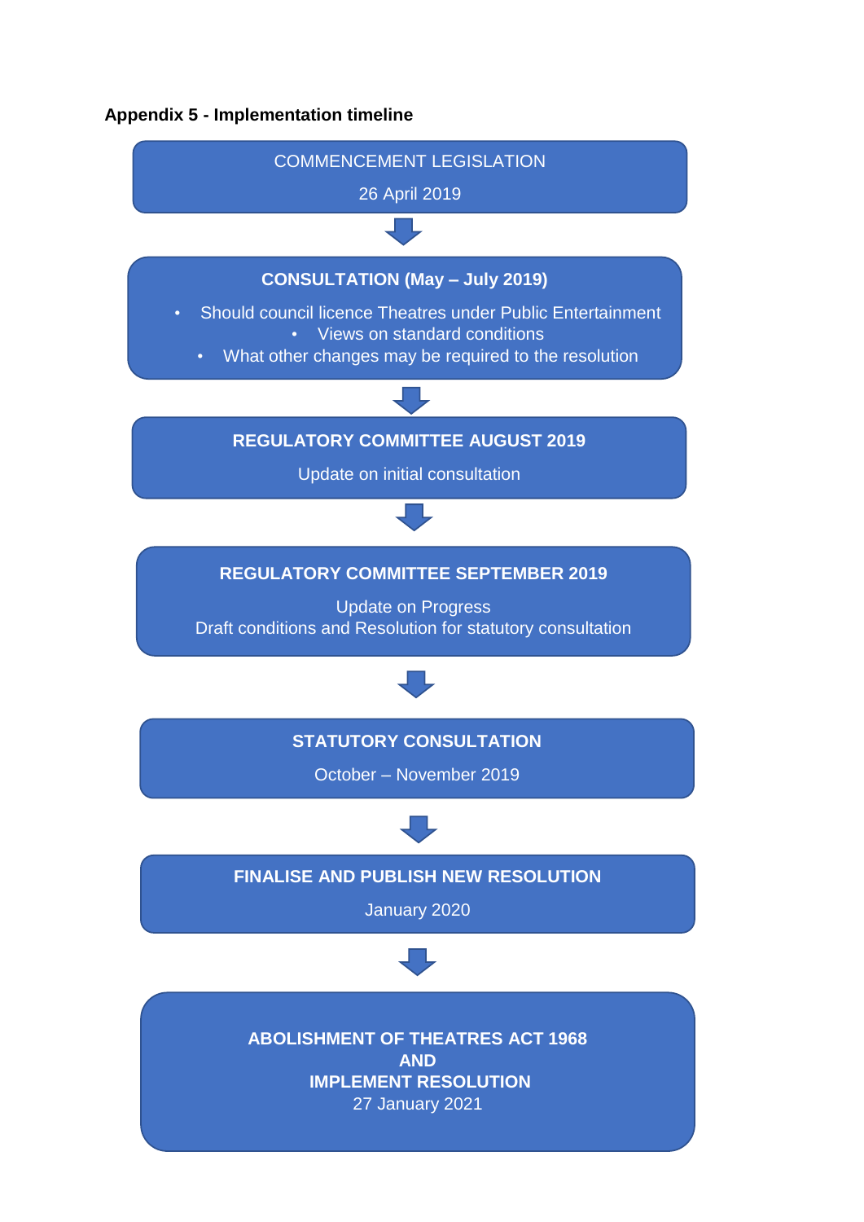**Appendix 5 - Implementation timeline**

COMMENCEMENT LEGISLATION

26 April 2019

**CONSULTATION (May – July 2019)**

- Should council licence Theatres under Public Entertainment
- Views on standard conditions
- What other changes may be required to the resolution

**REGULATORY COMMITTEE AUGUST 2019**

Update on initial consultation

**REGULATORY COMMITTEE SEPTEMBER 2019**

Update on Progress
Draft conditions and Resolution for statutory consultation

**STATUTORY CONSULTATION**

October – November 2019

**FINALISE AND PUBLISH NEW RESOLUTION**

January 2020

**ABOLISHMENT OF THEATRES ACT 1968**
**AND**
**IMPLEMENT RESOLUTION**
27 January 2021